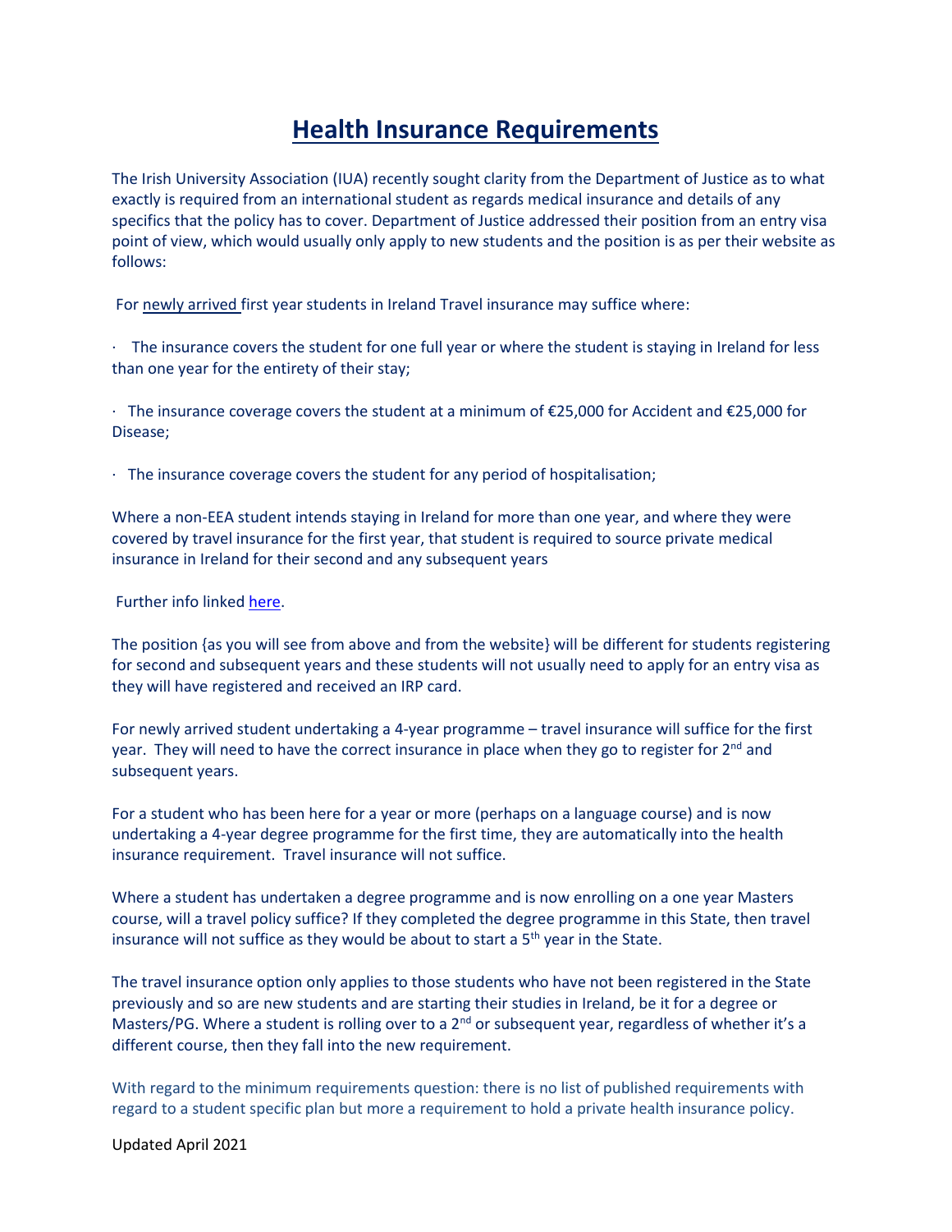# Health Insurance Requirements

The Irish University Association (IUA) recently sought clarity from the Department of Justice as to what exactly is required from an international student as regards medical insurance and details of any specifics that the policy has to cover. Department of Justice addressed their position from an entry visa point of view, which would usually only apply to new students and the position is as per their website as follows:

For newly arrived first year students in Ireland Travel insurance may suffice where:

- The insurance covers the student for one full year or where the student is staying in Ireland for less than one year for the entirety of their stay;
- The insurance coverage covers the student at a minimum of €25,000 for Accident and €25,000 for Disease;
- The insurance coverage covers the student for any period of hospitalisation;

Where a non-EEA student intends staying in Ireland for more than one year, and where they were covered by travel insurance for the first year, that student is required to source private medical insurance in Ireland for their second and any subsequent years

Further info linked here.

The position {as you will see from above and from the website} will be different for students registering for second and subsequent years and these students will not usually need to apply for an entry visa as they will have registered and received an IRP card.

For newly arrived student undertaking a 4-year programme – travel insurance will suffice for the first year. They will need to have the correct insurance in place when they go to register for 2nd and subsequent years.

For a student who has been here for a year or more (perhaps on a language course) and is now undertaking a 4-year degree programme for the first time, they are automatically into the health insurance requirement. Travel insurance will not suffice.

Where a student has undertaken a degree programme and is now enrolling on a one year Masters course, will a travel policy suffice? If they completed the degree programme in this State, then travel insurance will not suffice as they would be about to start a 5th year in the State.

The travel insurance option only applies to those students who have not been registered in the State previously and so are new students and are starting their studies in Ireland, be it for a degree or Masters/PG. Where a student is rolling over to a 2nd or subsequent year, regardless of whether it's a different course, then they fall into the new requirement.

With regard to the minimum requirements question: there is no list of published requirements with regard to a student specific plan but more a requirement to hold a private health insurance policy.

Updated April 2021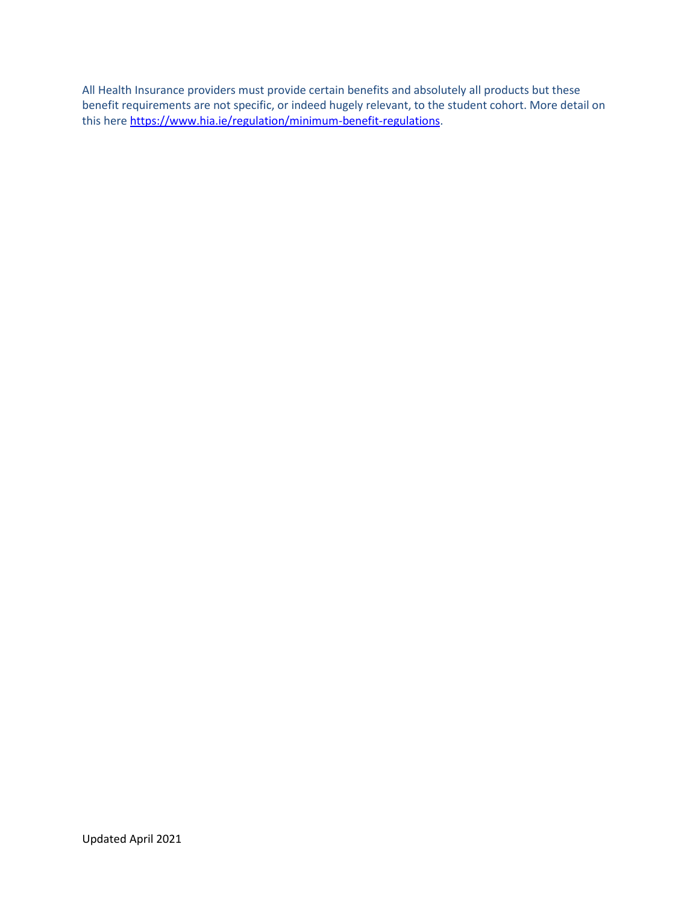All Health Insurance providers must provide certain benefits and absolutely all products but these benefit requirements are not specific, or indeed hugely relevant, to the student cohort. More detail on this here [https://www.hia.ie/regulation/minimum-benefit-regulations](https://www.hia.ie/regulation/minimum-benefit-regulations).

Updated April 2021